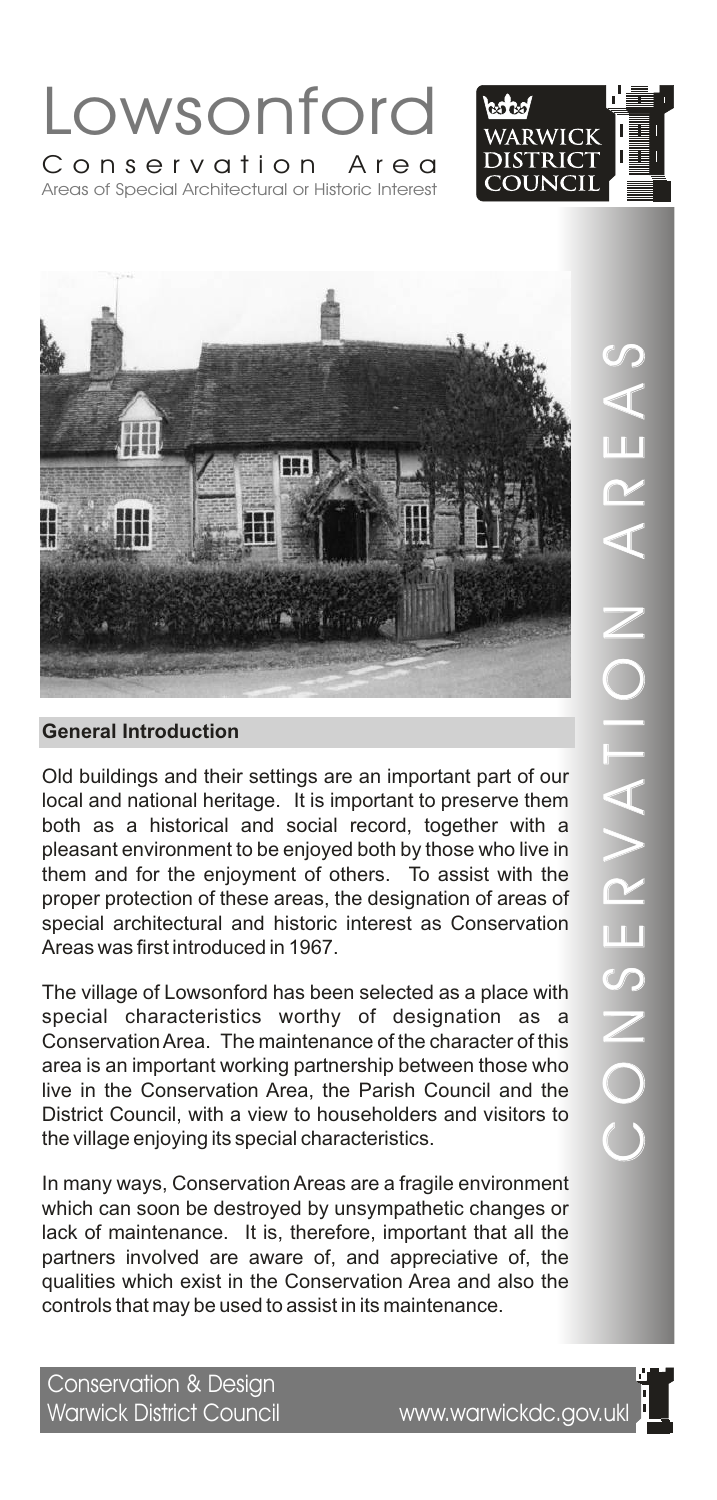# Lowsonford

Conservation Area

Areas of Special Architectural or Historic Interest

WARWICK DISTRICT COUNCIL

CONSERVATION AREAS

### General Introduction

Old buildings and their settings are an important part of our local and national heritage. It is important to preserve them both as a historical and social record, together with a pleasant environment to be enjoyed both by those who live in them and for the enjoyment of others. To assist with the proper protection of these areas, the designation of areas of special architectural and historic interest as Conservation Areas was first introduced in 1967.

The village of Lowsonford has been selected as a place with special characteristics worthy of designation as a Conservation Area. The maintenance of the character of this area is an important working partnership between those who live in the Conservation Area, the Parish Council and the District Council, with a view to householders and visitors to the village enjoying its special characteristics.

In many ways, Conservation Areas are a fragile environment which can soon be destroyed by unsympathetic changes or lack of maintenance. It is, therefore, important that all the partners involved are aware of, and appreciative of, the qualities which exist in the Conservation Area and also the controls that may be used to assist in its maintenance.

Conservation & Design
Warwick District Council www.warwickdc.gov.uk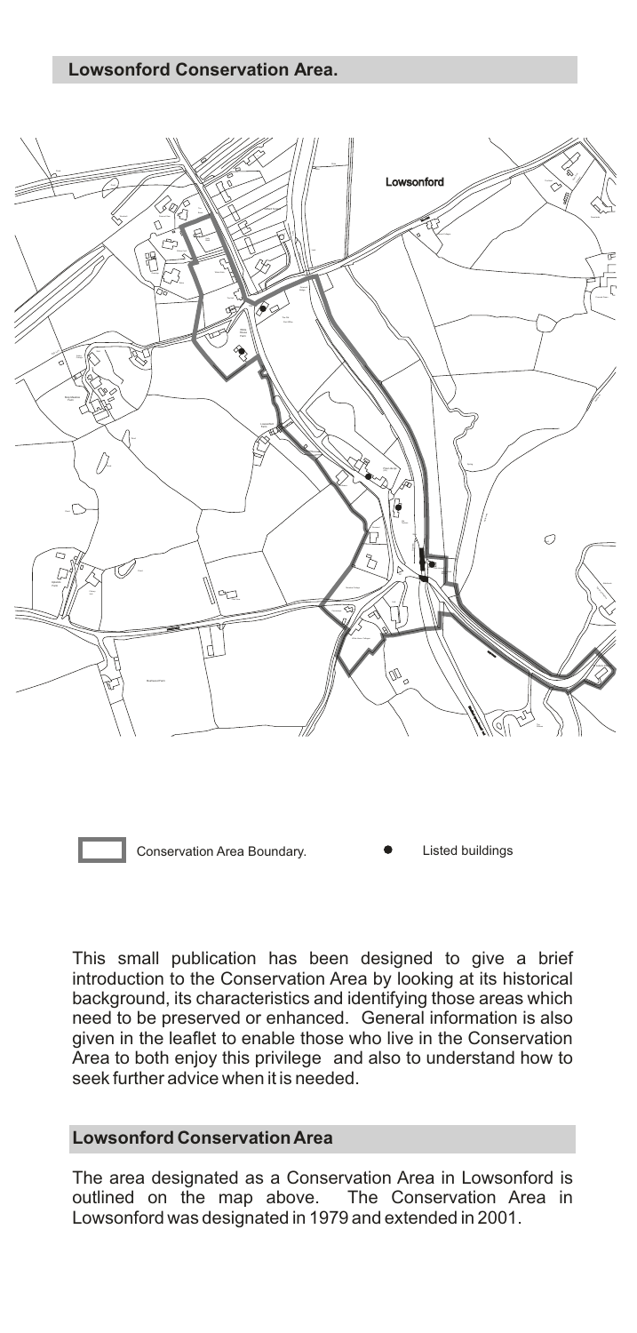## Lowsonford Conservation Area.

Lowsonford

Conservation Area Boundary.

Listed buildings

This small publication has been designed to give a brief introduction to the Conservation Area by looking at its historical background, its characteristics and identifying those areas which need to be preserved or enhanced. General information is also given in the leaflet to enable those who live in the Conservation Area to both enjoy this privilege and also to understand how to seek further advice when it is needed.

## Lowsonford Conservation Area

The area designated as a Conservation Area in Lowsonford is outlined on the map above. The Conservation Area in Lowsonford was designated in 1979 and extended in 2001.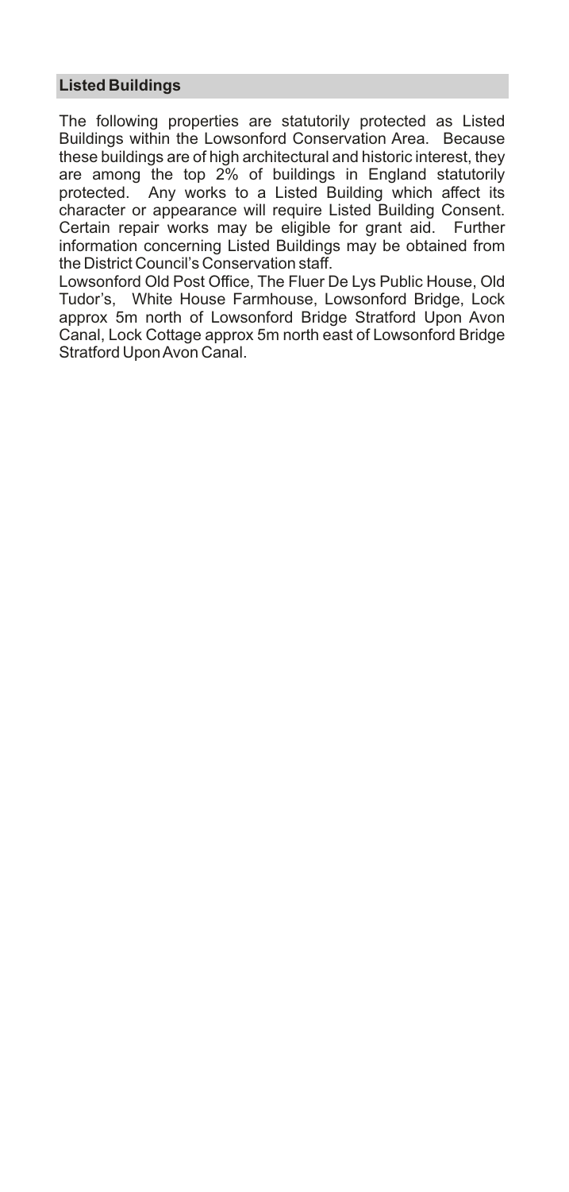## Listed Buildings

The following properties are statutorily protected as Listed Buildings within the Lowsonford Conservation Area. Because these buildings are of high architectural and historic interest, they are among the top 2% of buildings in England statutorily protected. Any works to a Listed Building which affect its character or appearance will require Listed Building Consent. Certain repair works may be eligible for grant aid. Further information concerning Listed Buildings may be obtained from the District Council's Conservation staff.

Lowsonford Old Post Office, The Fluer De Lys Public House, Old Tudor's, White House Farmhouse, Lowsonford Bridge, Lock approx 5m north of Lowsonford Bridge Stratford Upon Avon Canal, Lock Cottage approx 5m north east of Lowsonford Bridge Stratford Upon Avon Canal.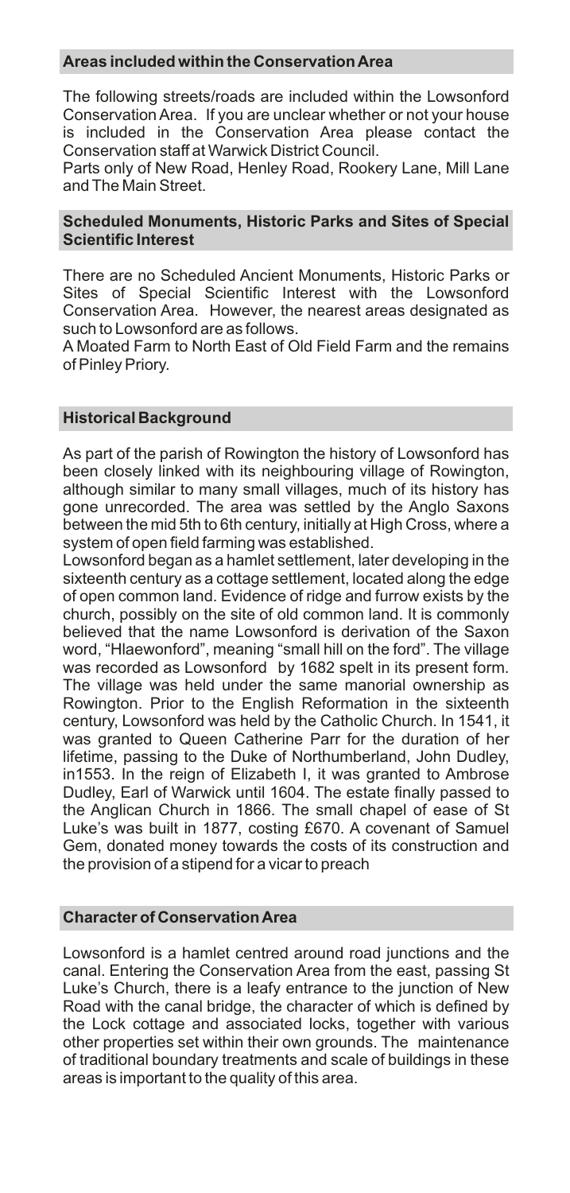## Areas included within the Conservation Area

The following streets/roads are included within the Lowsonford Conservation Area. If you are unclear whether or not your house is included in the Conservation Area please contact the Conservation staff at Warwick District Council.

Parts only of New Road, Henley Road, Rookery Lane, Mill Lane and The Main Street.

## Scheduled Monuments, Historic Parks and Sites of Special Scientific Interest

There are no Scheduled Ancient Monuments, Historic Parks or Sites of Special Scientific Interest with the Lowsonford Conservation Area. However, the nearest areas designated as such to Lowsonford are as follows.

A Moated Farm to North East of Old Field Farm and the remains of Pinley Priory.

## Historical Background

As part of the parish of Rowington the history of Lowsonford has been closely linked with its neighbouring village of Rowington, although similar to many small villages, much of its history has gone unrecorded. The area was settled by the Anglo Saxons between the mid 5th to 6th century, initially at High Cross, where a system of open field farming was established.

Lowsonford began as a hamlet settlement, later developing in the sixteenth century as a cottage settlement, located along the edge of open common land. Evidence of ridge and furrow exists by the church, possibly on the site of old common land. It is commonly believed that the name Lowsonford is derivation of the Saxon word, "Hlaewonford", meaning "small hill on the ford". The village was recorded as Lowsonford by 1682 spelt in its present form. The village was held under the same manorial ownership as Rowington. Prior to the English Reformation in the sixteenth century, Lowsonford was held by the Catholic Church. In 1541, it was granted to Queen Catherine Parr for the duration of her lifetime, passing to the Duke of Northumberland, John Dudley, in1553. In the reign of Elizabeth I, it was granted to Ambrose Dudley, Earl of Warwick until 1604. The estate finally passed to the Anglican Church in 1866. The small chapel of ease of St Luke's was built in 1877, costing £670. A covenant of Samuel Gem, donated money towards the costs of its construction and the provision of a stipend for a vicar to preach

## Character of Conservation Area

Lowsonford is a hamlet centred around road junctions and the canal. Entering the Conservation Area from the east, passing St Luke's Church, there is a leafy entrance to the junction of New Road with the canal bridge, the character of which is defined by the Lock cottage and associated locks, together with various other properties set within their own grounds. The maintenance of traditional boundary treatments and scale of buildings in these areas is important to the quality of this area.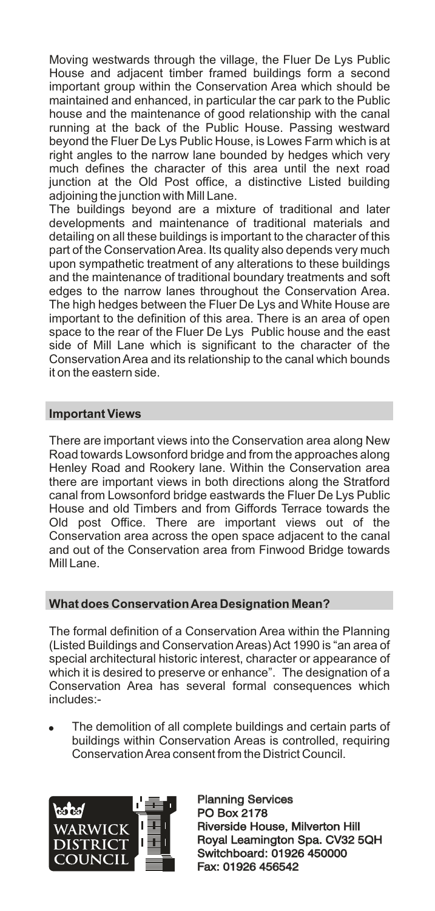Moving westwards through the village, the Fluer De Lys Public House and adjacent timber framed buildings form a second important group within the Conservation Area which should be maintained and enhanced, in particular the car park to the Public house and the maintenance of good relationship with the canal running at the back of the Public House. Passing westward beyond the Fluer De Lys Public House, is Lowes Farm which is at right angles to the narrow lane bounded by hedges which very much defines the character of this area until the next road junction at the Old Post office, a distinctive Listed building adjoining the junction with Mill Lane.

The buildings beyond are a mixture of traditional and later developments and maintenance of traditional materials and detailing on all these buildings is important to the character of this part of the Conservation Area. Its quality also depends very much upon sympathetic treatment of any alterations to these buildings and the maintenance of traditional boundary treatments and soft edges to the narrow lanes throughout the Conservation Area. The high hedges between the Fluer De Lys and White House are important to the definition of this area. There is an area of open space to the rear of the Fluer De Lys Public house and the east side of Mill Lane which is significant to the character of the Conservation Area and its relationship to the canal which bounds it on the eastern side.

## Important Views

There are important views into the Conservation area along New Road towards Lowsonford bridge and from the approaches along Henley Road and Rookery lane. Within the Conservation area there are important views in both directions along the Stratford canal from Lowsonford bridge eastwards the Fluer De Lys Public House and old Timbers and from Giffords Terrace towards the Old post Office. There are important views out of the Conservation area across the open space adjacent to the canal and out of the Conservation area from Finwood Bridge towards Mill Lane.

## What does Conservation Area Designation Mean?

The formal definition of a Conservation Area within the Planning (Listed Buildings and Conservation Areas) Act 1990 is "an area of special architectural historic interest, character or appearance of which it is desired to preserve or enhance". The designation of a Conservation Area has several formal consequences which includes:-

- The demolition of all complete buildings and certain parts of buildings within Conservation Areas is controlled, requiring Conservation Area consent from the District Council.

WARWICK DISTRICT COUNCIL

Planning Services
PO Box 2178
Riverside House, Milverton Hill
Royal Leamington Spa. CV32 5QH
Switchboard: 01926 450000
Fax: 01926 456542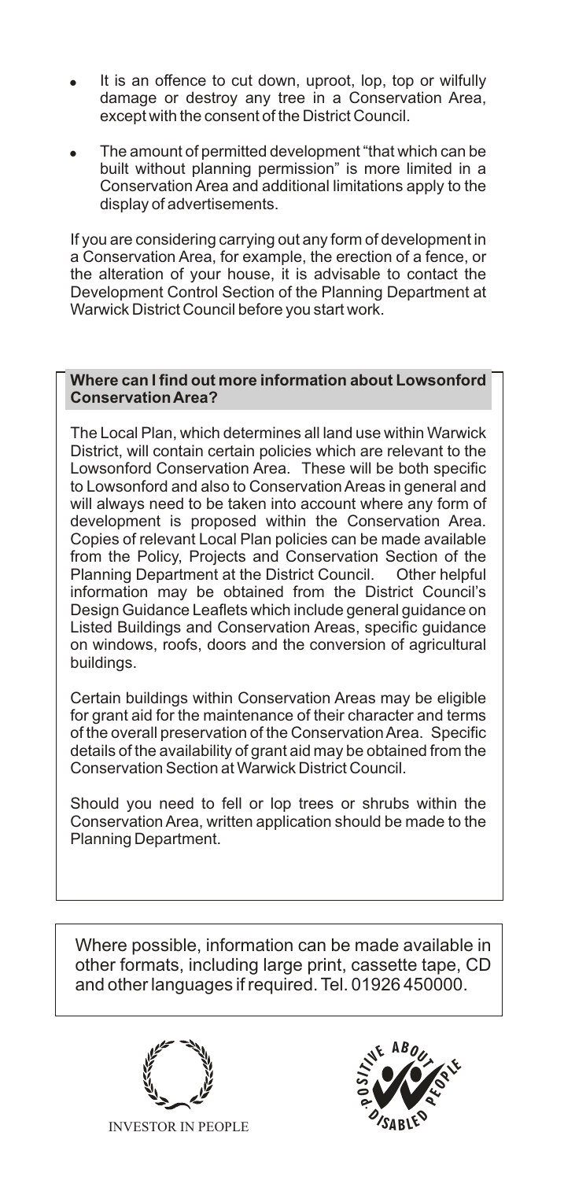- It is an offence to cut down, uproot, lop, top or wilfully damage or destroy any tree in a Conservation Area, except with the consent of the District Council.
- The amount of permitted development "that which can be built without planning permission" is more limited in a Conservation Area and additional limitations apply to the display of advertisements.

If you are considering carrying out any form of development in a Conservation Area, for example, the erection of a fence, or the alteration of your house, it is advisable to contact the Development Control Section of the Planning Department at Warwick District Council before you start work.

**Where can I find out more information about Lowsonford Conservation Area?**

The Local Plan, which determines all land use within Warwick District, will contain certain policies which are relevant to the Lowsonford Conservation Area. These will be both specific to Lowsonford and also to Conservation Areas in general and will always need to be taken into account where any form of development is proposed within the Conservation Area. Copies of relevant Local Plan policies can be made available from the Policy, Projects and Conservation Section of the Planning Department at the District Council. Other helpful information may be obtained from the District Council's Design Guidance Leaflets which include general guidance on Listed Buildings and Conservation Areas, specific guidance on windows, roofs, doors and the conversion of agricultural buildings.

Certain buildings within Conservation Areas may be eligible for grant aid for the maintenance of their character and terms of the overall preservation of the Conservation Area. Specific details of the availability of grant aid may be obtained from the Conservation Section at Warwick District Council.

Should you need to fell or lop trees or shrubs within the Conservation Area, written application should be made to the Planning Department.

Where possible, information can be made available in other formats, including large print, cassette tape, CD and other languages if required. Tel. 01926 450000.

INVESTOR IN PEOPLE

POSITIVE ABOUT DISABLED PEOPLE